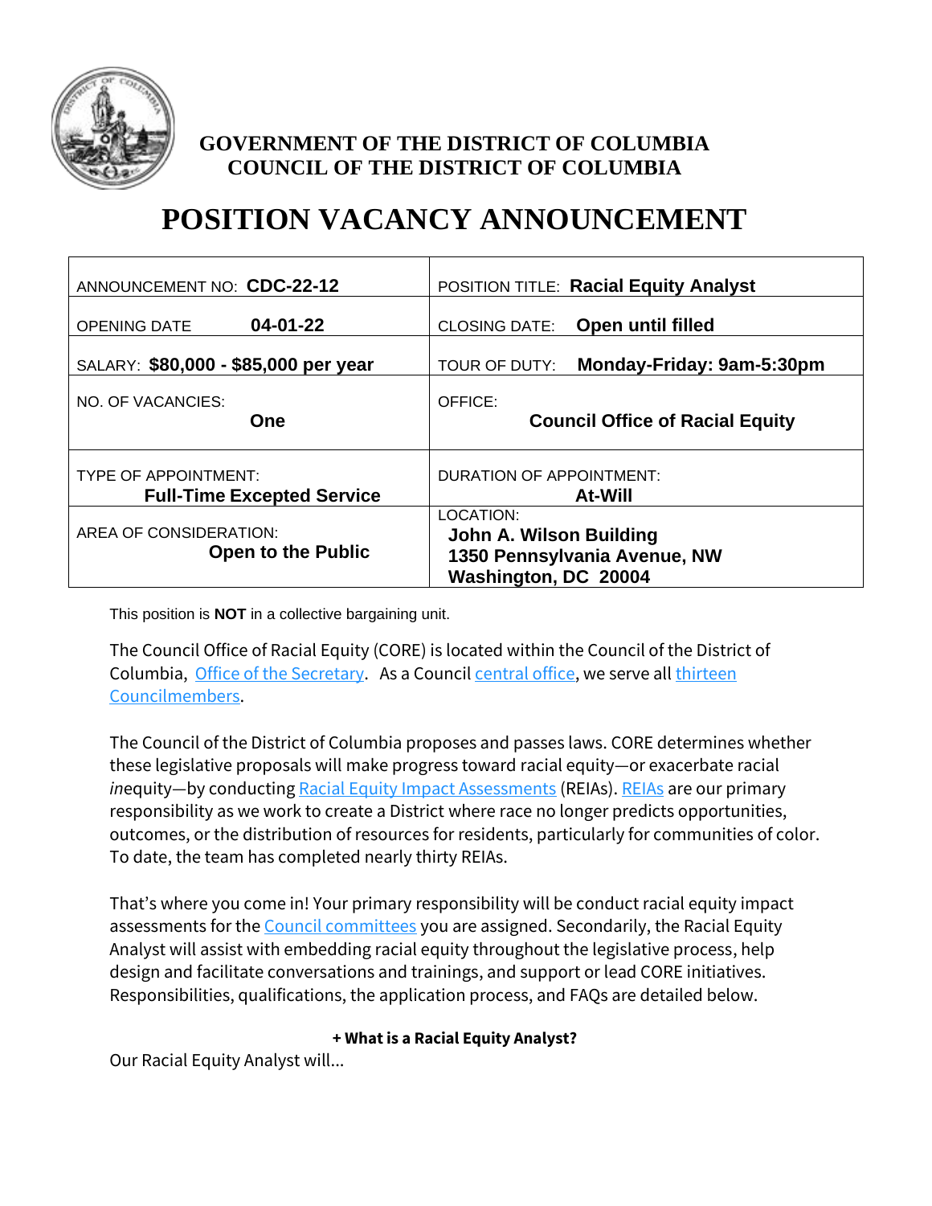**GOVERNMENT OF THE DISTRICT OF COLUMBIA**
**COUNCIL OF THE DISTRICT OF COLUMBIA**

# POSITION VACANCY ANNOUNCEMENT

| | |
|---|---|
| ANNOUNCEMENT NO: **CDC-22-12** | POSITION TITLE: **Racial Equity Analyst** |
| OPENING DATE **04-01-22** | CLOSING DATE: **Open until filled** |
| SALARY: **$80,000 - $85,000 per year** | TOUR OF DUTY: **Monday-Friday: 9am-5:30pm** |
| NO. OF VACANCIES: **One** | OFFICE: **Council Office of Racial Equity** |
| TYPE OF APPOINTMENT: **Full-Time Excepted Service** | DURATION OF APPOINTMENT: **At-Will** |
| AREA OF CONSIDERATION: **Open to the Public** | LOCATION: **John A. Wilson Building 1350 Pennsylvania Avenue, NW Washington, DC 20004** |

This position is **NOT** in a collective bargaining unit.

The Council Office of Racial Equity (CORE) is located within the Council of the District of Columbia, Office of the Secretary. As a Council central office, we serve all thirteen Councilmembers.

The Council of the District of Columbia proposes and passes laws. CORE determines whether these legislative proposals will make progress toward racial equity—or exacerbate racial *in*equity—by conducting Racial Equity Impact Assessments (REIAs). REIAs are our primary responsibility as we work to create a District where race no longer predicts opportunities, outcomes, or the distribution of resources for residents, particularly for communities of color. To date, the team has completed nearly thirty REIAs.

That's where you come in! Your primary responsibility will be conduct racial equity impact assessments for the Council committees you are assigned. Secondarily, the Racial Equity Analyst will assist with embedding racial equity throughout the legislative process, help design and facilitate conversations and trainings, and support or lead CORE initiatives. Responsibilities, qualifications, the application process, and FAQs are detailed below.

**+ What is a Racial Equity Analyst?**

Our Racial Equity Analyst will...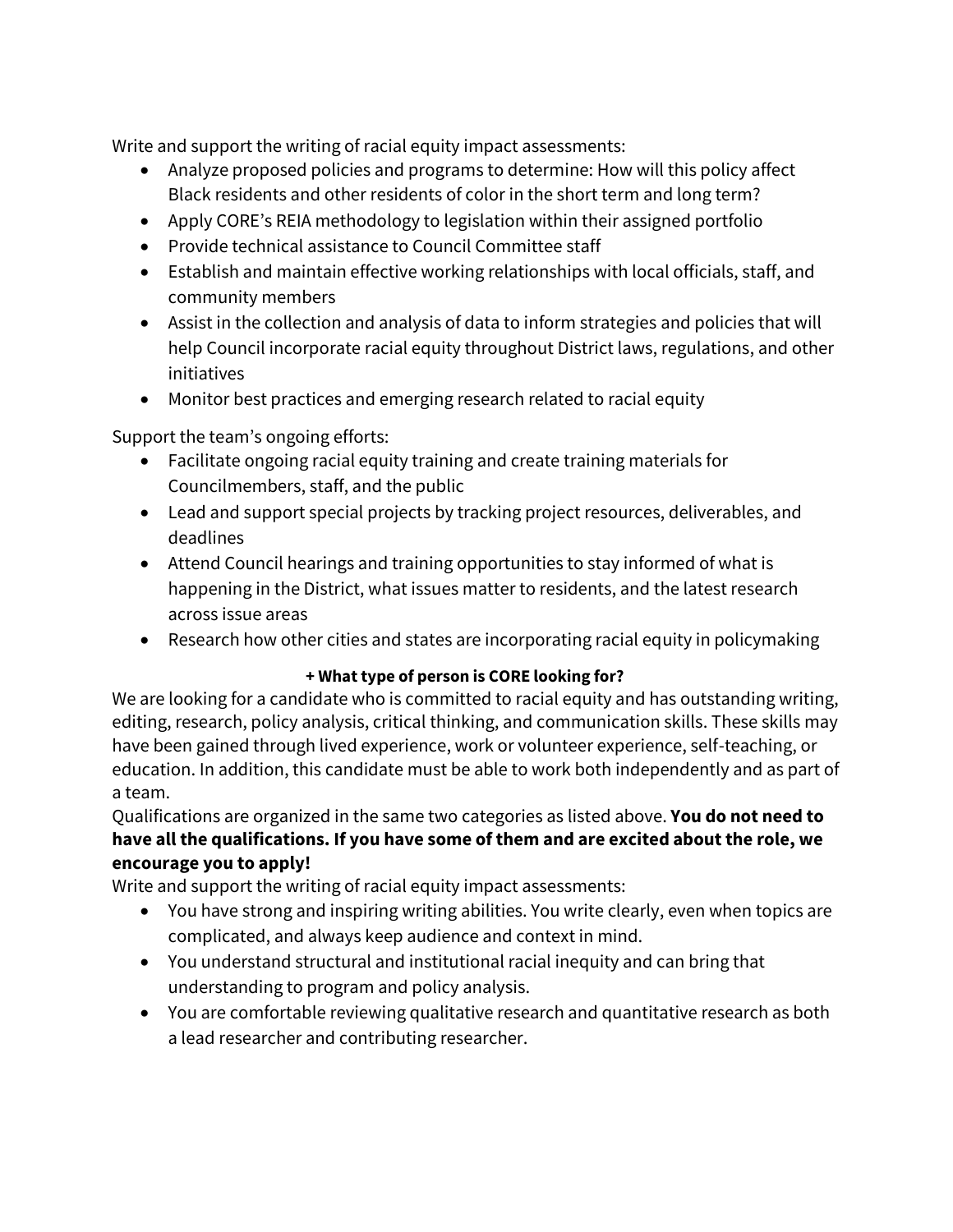Write and support the writing of racial equity impact assessments:

- Analyze proposed policies and programs to determine: How will this policy affect Black residents and other residents of color in the short term and long term?
- Apply CORE's REIA methodology to legislation within their assigned portfolio
- Provide technical assistance to Council Committee staff
- Establish and maintain effective working relationships with local officials, staff, and community members
- Assist in the collection and analysis of data to inform strategies and policies that will help Council incorporate racial equity throughout District laws, regulations, and other initiatives
- Monitor best practices and emerging research related to racial equity

Support the team's ongoing efforts:

- Facilitate ongoing racial equity training and create training materials for Councilmembers, staff, and the public
- Lead and support special projects by tracking project resources, deliverables, and deadlines
- Attend Council hearings and training opportunities to stay informed of what is happening in the District, what issues matter to residents, and the latest research across issue areas
- Research how other cities and states are incorporating racial equity in policymaking

**+ What type of person is CORE looking for?**

We are looking for a candidate who is committed to racial equity and has outstanding writing, editing, research, policy analysis, critical thinking, and communication skills. These skills may have been gained through lived experience, work or volunteer experience, self-teaching, or education. In addition, this candidate must be able to work both independently and as part of a team.

Qualifications are organized in the same two categories as listed above. **You do not need to have all the qualifications. If you have some of them and are excited about the role, we encourage you to apply!**

Write and support the writing of racial equity impact assessments:

- You have strong and inspiring writing abilities. You write clearly, even when topics are complicated, and always keep audience and context in mind.
- You understand structural and institutional racial inequity and can bring that understanding to program and policy analysis.
- You are comfortable reviewing qualitative research and quantitative research as both a lead researcher and contributing researcher.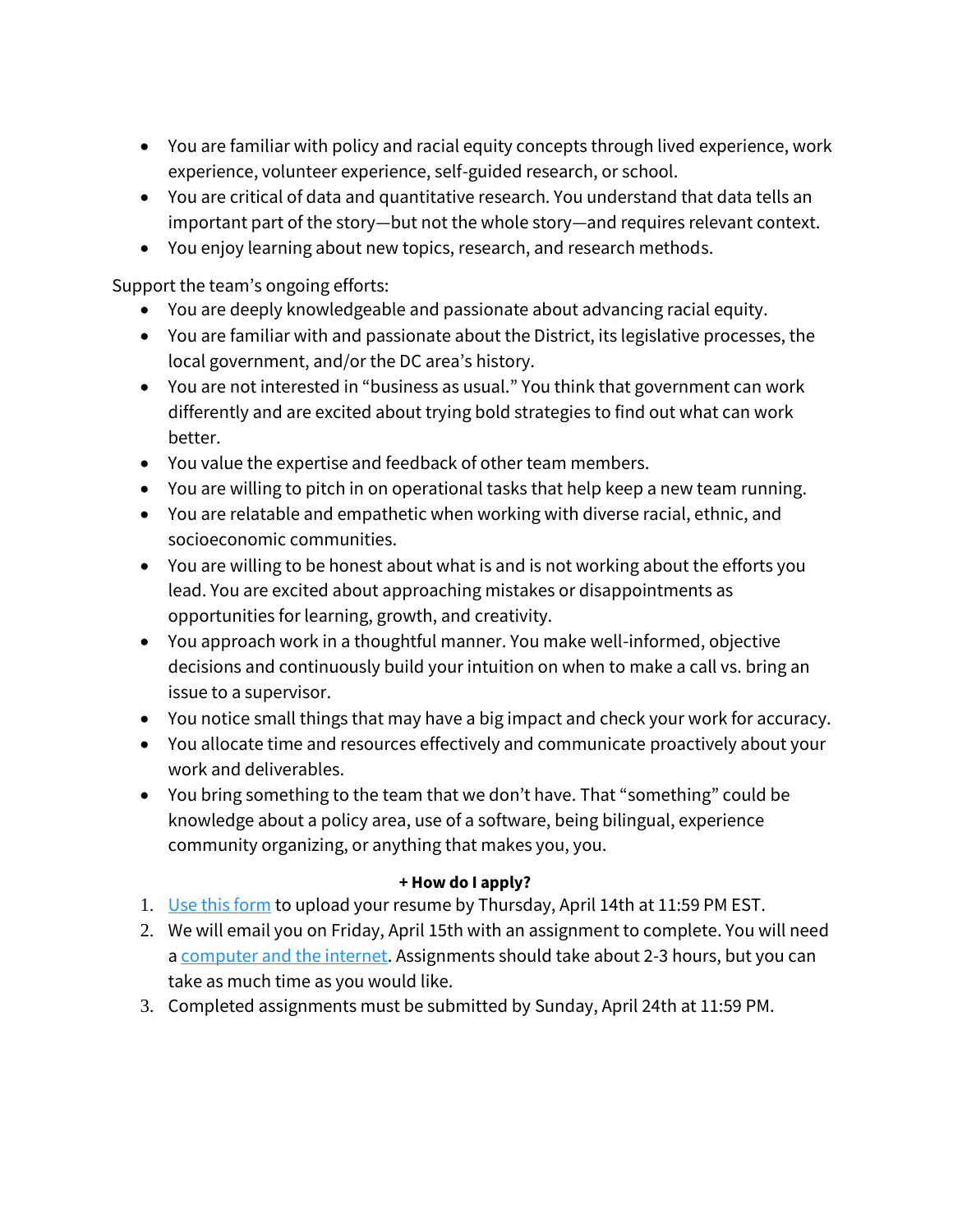- You are familiar with policy and racial equity concepts through lived experience, work experience, volunteer experience, self-guided research, or school.
- You are critical of data and quantitative research. You understand that data tells an important part of the story—but not the whole story—and requires relevant context.
- You enjoy learning about new topics, research, and research methods.

Support the team's ongoing efforts:

- You are deeply knowledgeable and passionate about advancing racial equity.
- You are familiar with and passionate about the District, its legislative processes, the local government, and/or the DC area's history.
- You are not interested in "business as usual." You think that government can work differently and are excited about trying bold strategies to find out what can work better.
- You value the expertise and feedback of other team members.
- You are willing to pitch in on operational tasks that help keep a new team running.
- You are relatable and empathetic when working with diverse racial, ethnic, and socioeconomic communities.
- You are willing to be honest about what is and is not working about the efforts you lead. You are excited about approaching mistakes or disappointments as opportunities for learning, growth, and creativity.
- You approach work in a thoughtful manner. You make well-informed, objective decisions and continuously build your intuition on when to make a call vs. bring an issue to a supervisor.
- You notice small things that may have a big impact and check your work for accuracy.
- You allocate time and resources effectively and communicate proactively about your work and deliverables.
- You bring something to the team that we don't have. That "something" could be knowledge about a policy area, use of a software, being bilingual, experience community organizing, or anything that makes you, you.

**+ How do I apply?**

1. Use this form to upload your resume by Thursday, April 14th at 11:59 PM EST.
2. We will email you on Friday, April 15th with an assignment to complete. You will need a computer and the internet. Assignments should take about 2-3 hours, but you can take as much time as you would like.
3. Completed assignments must be submitted by Sunday, April 24th at 11:59 PM.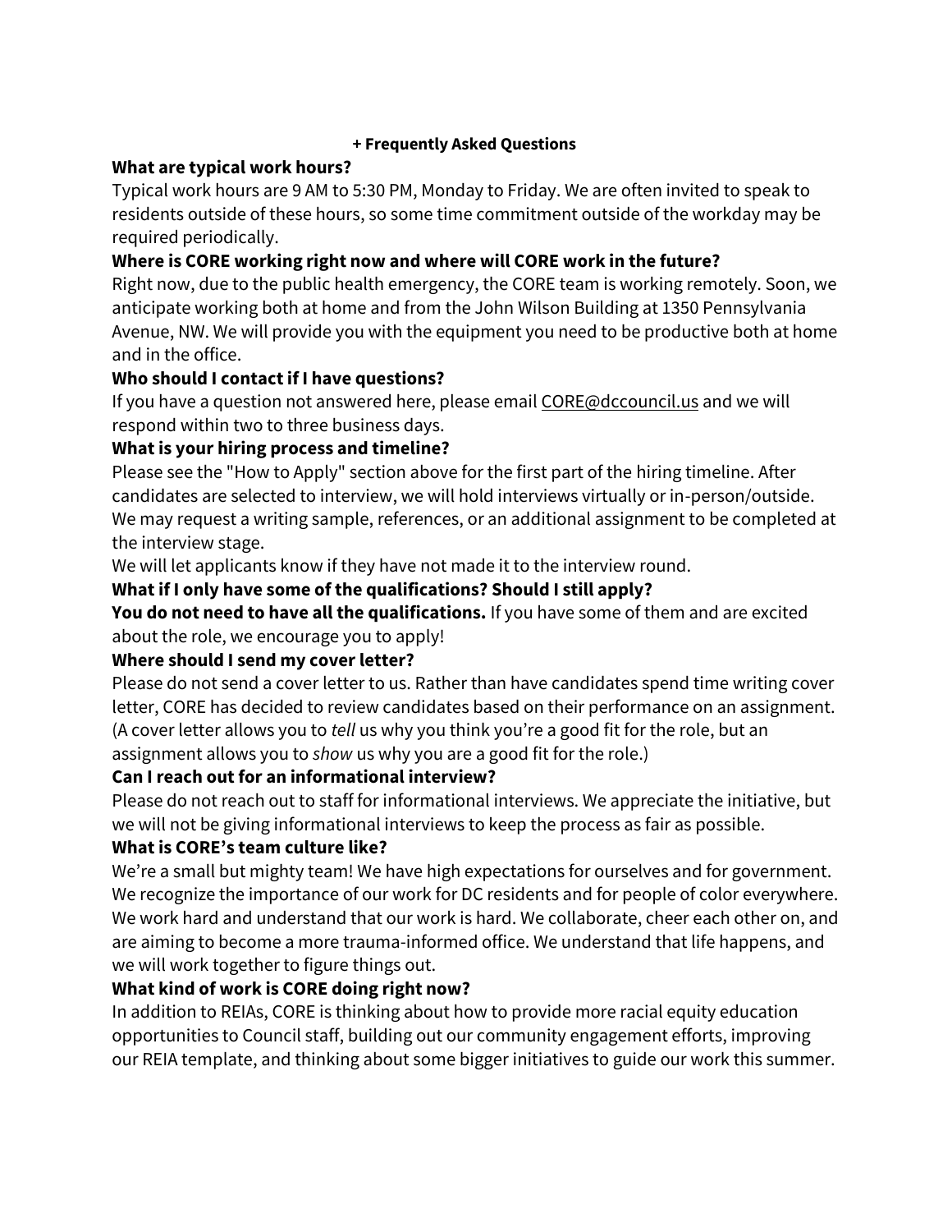## + Frequently Asked Questions

**What are typical work hours?**

Typical work hours are 9 AM to 5:30 PM, Monday to Friday. We are often invited to speak to residents outside of these hours, so some time commitment outside of the workday may be required periodically.

**Where is CORE working right now and where will CORE work in the future?**

Right now, due to the public health emergency, the CORE team is working remotely. Soon, we anticipate working both at home and from the John Wilson Building at 1350 Pennsylvania Avenue, NW. We will provide you with the equipment you need to be productive both at home and in the office.

**Who should I contact if I have questions?**

If you have a question not answered here, please email CORE@dccouncil.us and we will respond within two to three business days.

**What is your hiring process and timeline?**

Please see the "How to Apply" section above for the first part of the hiring timeline. After candidates are selected to interview, we will hold interviews virtually or in-person/outside. We may request a writing sample, references, or an additional assignment to be completed at the interview stage.

We will let applicants know if they have not made it to the interview round.

**What if I only have some of the qualifications? Should I still apply?**

**You do not need to have all the qualifications.** If you have some of them and are excited about the role, we encourage you to apply!

**Where should I send my cover letter?**

Please do not send a cover letter to us. Rather than have candidates spend time writing cover letter, CORE has decided to review candidates based on their performance on an assignment. (A cover letter allows you to *tell* us why you think you're a good fit for the role, but an assignment allows you to *show* us why you are a good fit for the role.)

**Can I reach out for an informational interview?**

Please do not reach out to staff for informational interviews. We appreciate the initiative, but we will not be giving informational interviews to keep the process as fair as possible.

**What is CORE's team culture like?**

We're a small but mighty team! We have high expectations for ourselves and for government. We recognize the importance of our work for DC residents and for people of color everywhere. We work hard and understand that our work is hard. We collaborate, cheer each other on, and are aiming to become a more trauma-informed office. We understand that life happens, and we will work together to figure things out.

**What kind of work is CORE doing right now?**

In addition to REIAs, CORE is thinking about how to provide more racial equity education opportunities to Council staff, building out our community engagement efforts, improving our REIA template, and thinking about some bigger initiatives to guide our work this summer.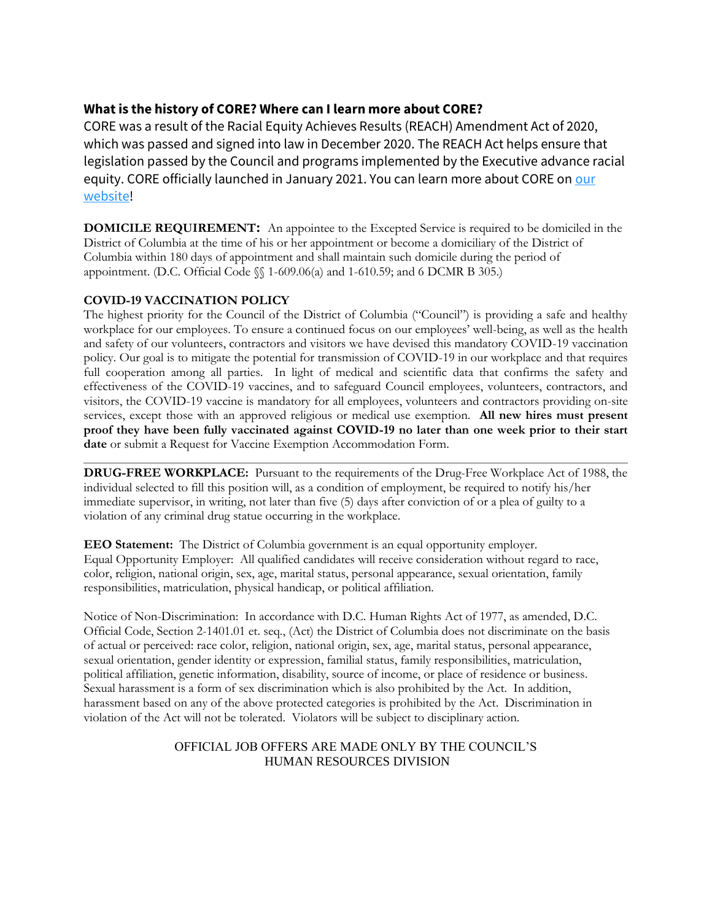### What is the history of CORE? Where can I learn more about CORE?

CORE was a result of the Racial Equity Achieves Results (REACH) Amendment Act of 2020, which was passed and signed into law in December 2020. The REACH Act helps ensure that legislation passed by the Council and programs implemented by the Executive advance racial equity. CORE officially launched in January 2021. You can learn more about CORE on our website!

**DOMICILE REQUIREMENT:** An appointee to the Excepted Service is required to be domiciled in the District of Columbia at the time of his or her appointment or become a domiciliary of the District of Columbia within 180 days of appointment and shall maintain such domicile during the period of appointment. (D.C. Official Code §§ 1-609.06(a) and 1-610.59; and 6 DCMR B 305.)

**COVID-19 VACCINATION POLICY**

The highest priority for the Council of the District of Columbia ("Council") is providing a safe and healthy workplace for our employees. To ensure a continued focus on our employees' well-being, as well as the health and safety of our volunteers, contractors and visitors we have devised this mandatory COVID-19 vaccination policy. Our goal is to mitigate the potential for transmission of COVID-19 in our workplace and that requires full cooperation among all parties. In light of medical and scientific data that confirms the safety and effectiveness of the COVID-19 vaccines, and to safeguard Council employees, volunteers, contractors, and visitors, the COVID-19 vaccine is mandatory for all employees, volunteers and contractors providing on-site services, except those with an approved religious or medical use exemption. **All new hires must present proof they have been fully vaccinated against COVID-19 no later than one week prior to their start date** or submit a Request for Vaccine Exemption Accommodation Form.

---

**DRUG-FREE WORKPLACE:** Pursuant to the requirements of the Drug-Free Workplace Act of 1988, the individual selected to fill this position will, as a condition of employment, be required to notify his/her immediate supervisor, in writing, not later than five (5) days after conviction of or a plea of guilty to a violation of any criminal drug statue occurring in the workplace.

**EEO Statement:** The District of Columbia government is an equal opportunity employer.
Equal Opportunity Employer: All qualified candidates will receive consideration without regard to race, color, religion, national origin, sex, age, marital status, personal appearance, sexual orientation, family responsibilities, matriculation, physical handicap, or political affiliation.

Notice of Non-Discrimination: In accordance with D.C. Human Rights Act of 1977, as amended, D.C. Official Code, Section 2-1401.01 et. seq., (Act) the District of Columbia does not discriminate on the basis of actual or perceived: race color, religion, national origin, sex, age, marital status, personal appearance, sexual orientation, gender identity or expression, familial status, family responsibilities, matriculation, political affiliation, genetic information, disability, source of income, or place of residence or business. Sexual harassment is a form of sex discrimination which is also prohibited by the Act. In addition, harassment based on any of the above protected categories is prohibited by the Act. Discrimination in violation of the Act will not be tolerated. Violators will be subject to disciplinary action.

OFFICIAL JOB OFFERS ARE MADE ONLY BY THE COUNCIL'S HUMAN RESOURCES DIVISION